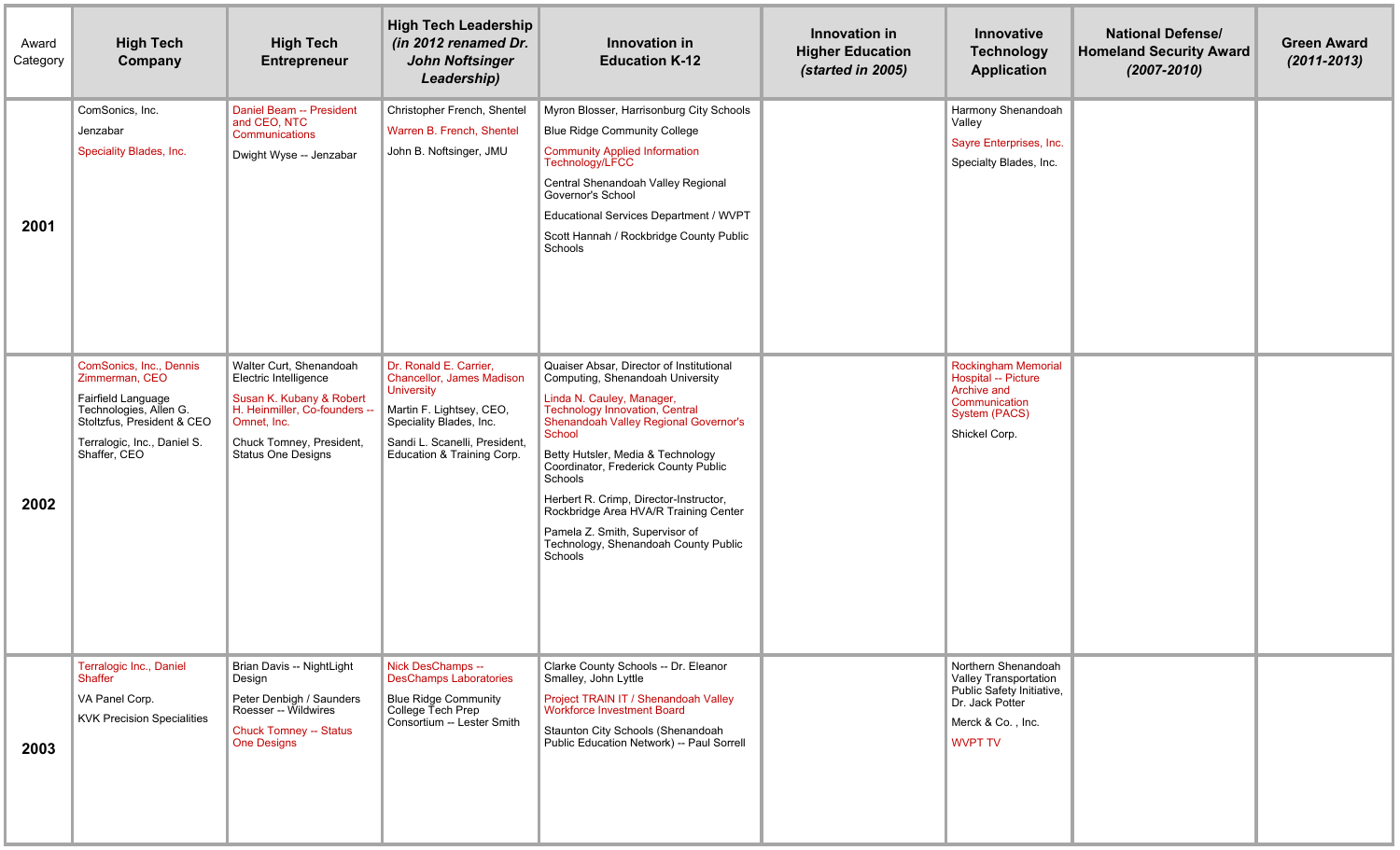| Award Category | High Tech Company | High Tech Entrepreneur | High Tech Leadership *(in 2012 renamed Dr. John Noftsinger Leadership)* | Innovation in Education K-12 | Innovation in Higher Education *(started in 2005)* | Innovative Technology Application | National Defense/ Homeland Security Award *(2007-2010)* | Green Award *(2011-2013)* |
|---|---|---|---|---|---|---|---|---|
| **2001** | ComSonics, Inc.<br>Jenzabar<br>Speciality Blades, Inc. | Daniel Beam -- President and CEO, NTC Communications<br>Dwight Wyse -- Jenzabar | Christopher French, Shentel<br>Warren B. French, Shentel<br>John B. Noftsinger, JMU | Myron Blosser, Harrisonburg City Schools<br>Blue Ridge Community College<br>Community Applied Information Technology/LFCC<br>Central Shenandoah Valley Regional Governor's School<br>Educational Services Department / WVPT<br>Scott Hannah / Rockbridge County Public Schools | | Harmony Shenandoah Valley<br>Sayre Enterprises, Inc.<br>Specialty Blades, Inc. | | |
| **2002** | ComSonics, Inc., Dennis Zimmerman, CEO<br>Fairfield Language Technologies, Allen G. Stoltzfus, President & CEO<br>Terralogic, Inc., Daniel S. Shaffer, CEO | Walter Curt, Shenandoah Electric Intelligence<br>Susan K. Kubany & Robert H. Heinmiller, Co-founders -- Omnet, Inc.<br>Chuck Tomney, President, Status One Designs | Dr. Ronald E. Carrier, Chancellor, James Madison University<br>Martin F. Lightsey, CEO, Speciality Blades, Inc.<br>Sandi L. Scanelli, President, Education & Training Corp. | Quaiser Absar, Director of Institutional Computing, Shenandoah University<br>Linda N. Cauley, Manager, Technology Innovation, Central Shenandoah Valley Regional Governor's School<br>Betty Hutsler, Media & Technology Coordinator, Frederick County Public Schools<br>Herbert R. Crimp, Director-Instructor, Rockbridge Area HVA/R Training Center<br>Pamela Z. Smith, Supervisor of Technology, Shenandoah County Public Schools | | Rockingham Memorial Hospital -- Picture Archive and Communication System (PACS)<br>Shickel Corp. | | |
| **2003** | Terralogic Inc., Daniel Shaffer<br>VA Panel Corp.<br>KVK Precision Specialities | Brian Davis -- NightLight Design<br>Peter Denbigh / Saunders Roesser -- Wildwires<br>Chuck Tomney -- Status One Designs | Nick DesChamps -- DesChamps Laboratories<br>Blue Ridge Community College Tech Prep Consortium -- Lester Smith | Clarke County Schools -- Dr. Eleanor Smalley, John Lyttle<br>Project TRAIN IT / Shenandoah Valley Workforce Investment Board<br>Staunton City Schools (Shenandoah Public Education Network) -- Paul Sorrell | | Northern Shenandoah Valley Transportation Public Safety Initiative, Dr. Jack Potter<br>Merck & Co. , Inc.<br>WVPT TV | | |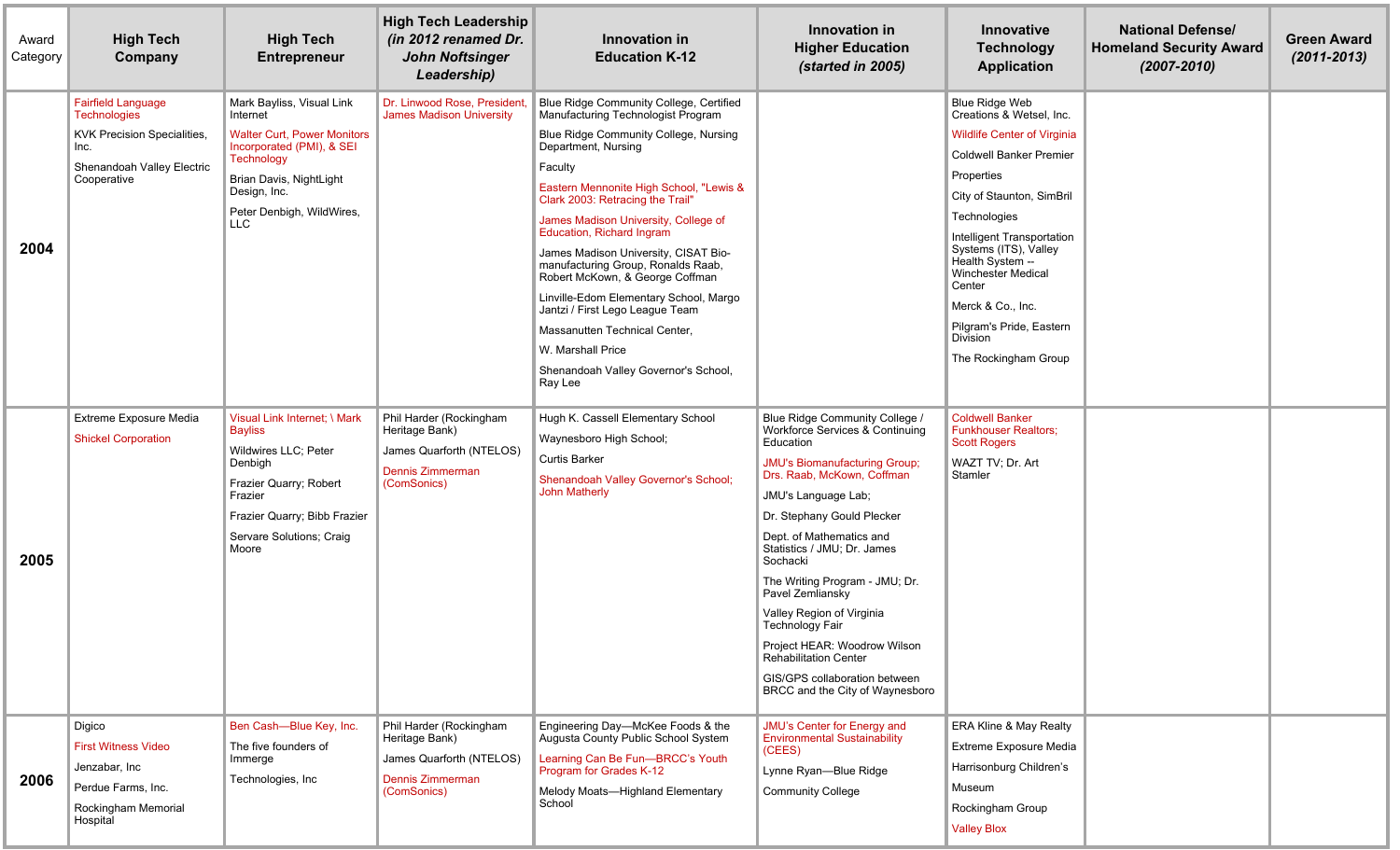| Award Category | High Tech Company | High Tech Entrepreneur | High Tech Leadership *(in 2012 renamed Dr. John Noftsinger Leadership)* | Innovation in Education K-12 | Innovation in Higher Education *(started in 2005)* | Innovative Technology Application | National Defense/ Homeland Security Award *(2007-2010)* | Green Award *(2011-2013)* |
|---|---|---|---|---|---|---|---|---|
| **2004** | Fairfield Language Technologies<br>KVK Precision Specialities, Inc.<br>Shenandoah Valley Electric Cooperative | Mark Bayliss, Visual Link Internet<br>Walter Curt, Power Monitors Incorporated (PMI), & SEI Technology<br>Brian Davis, NightLight Design, Inc.<br>Peter Denbigh, WildWires, LLC | Dr. Linwood Rose, President, James Madison University | Blue Ridge Community College, Certified Manufacturing Technologist Program<br>Blue Ridge Community College, Nursing Department, Nursing<br>Faculty<br>Eastern Mennonite High School, "Lewis & Clark 2003: Retracing the Trail"<br>James Madison University, College of Education, Richard Ingram<br>James Madison University, CISAT Bio-manufacturing Group, Ronalds Raab, Robert McKown, & George Coffman<br>Linville-Edom Elementary School, Margo Jantzi / First Lego League Team<br>Massanutten Technical Center,<br>W. Marshall Price<br>Shenandoah Valley Governor's School, Ray Lee | | Blue Ridge Web Creations & Wetsel, Inc.<br>Wildlife Center of Virginia<br>Coldwell Banker Premier<br>Properties<br>City of Staunton, SimBril<br>Technologies<br>Intelligent Transportation Systems (ITS), Valley Health System -- Winchester Medical Center<br>Merck & Co., Inc.<br>Pilgram's Pride, Eastern Division<br>The Rockingham Group | | |
| **2005** | Extreme Exposure Media<br>Shickel Corporation | Visual Link Internet; \ Mark Bayliss<br>Wildwires LLC; Peter Denbigh<br>Frazier Quarry; Robert Frazier<br>Frazier Quarry; Bibb Frazier<br>Servare Solutions; Craig Moore | Phil Harder (Rockingham Heritage Bank)<br>James Quarforth (NTELOS)<br>Dennis Zimmerman (ComSonics) | Hugh K. Cassell Elementary School<br>Waynesboro High School;<br>Curtis Barker<br>Shenandoah Valley Governor's School; John Matherly | Blue Ridge Community College / Workforce Services & Continuing Education<br>JMU's Biomanufacturing Group; Drs. Raab, McKown, Coffman<br>JMU's Language Lab;<br>Dr. Stephany Gould Plecker<br>Dept. of Mathematics and Statistics / JMU; Dr. James Sochacki<br>The Writing Program - JMU; Dr. Pavel Zemliansky<br>Valley Region of Virginia Technology Fair<br>Project HEAR: Woodrow Wilson Rehabilitation Center<br>GIS/GPS collaboration between BRCC and the City of Waynesboro | Coldwell Banker Funkhouser Realtors; Scott Rogers<br>WAZT TV; Dr. Art Stamler | | |
| **2006** | Digico<br>First Witness Video<br>Jenzabar, Inc<br>Perdue Farms, Inc.<br>Rockingham Memorial Hospital | Ben Cash—Blue Key, Inc.<br>The five founders of Immerge<br>Technologies, Inc | Phil Harder (Rockingham Heritage Bank)<br>James Quarforth (NTELOS)<br>Dennis Zimmerman (ComSonics) | Engineering Day—McKee Foods & the Augusta County Public School System<br>Learning Can Be Fun—BRCC's Youth Program for Grades K-12<br>Melody Moats—Highland Elementary School | JMU's Center for Energy and Environmental Sustainability (CEES)<br>Lynne Ryan—Blue Ridge<br>Community College | ERA Kline & May Realty<br>Extreme Exposure Media<br>Harrisonburg Children's<br>Museum<br>Rockingham Group<br>Valley Blox | | |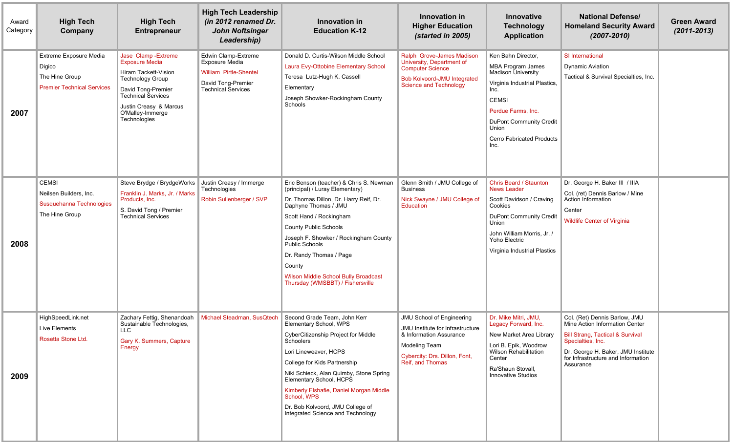| Award Category | High Tech Company | High Tech Entrepreneur | High Tech Leadership *(in 2012 renamed Dr. John Noftsinger Leadership)* | Innovation in Education K-12 | Innovation in Higher Education *(started in 2005)* | Innovative Technology Application | National Defense/ Homeland Security Award *(2007-2010)* | Green Award *(2011-2013)* |
|---|---|---|---|---|---|---|---|---|
| **2007** | Extreme Exposure Media<br>Digico<br>The Hine Group<br>Premier Technical Services | Jase Clamp -Extreme Exposure Media<br>Hiram Tackett-Vision Technology Group<br>David Tong-Premier Technical Services<br>Justin Creasy & Marcus O'Malley-Immerge Technologies | Edwin Clamp-Extreme Exposure Media<br>William Pirtle-Shentel<br>David Tong-Premier Technical Services | Donald D. Curtis-Wilson Middle School<br>Laura Evy-Ottobine Elementary School<br>Teresa Lutz-Hugh K. Cassell<br>Elementary<br>Joseph Showker-Rockingham County Schools | Ralph Grove-James Madison University, Department of Computer Science<br>Bob Kolvoord-JMU Integrated Science and Technology | Ken Bahn Director,<br>MBA Program James Madison University<br>Virginia Industrial Plastics, Inc.<br>CEMSI<br>Perdue Farms, Inc.<br>DuPont Community Credit Union<br>Cerro Fabricated Products Inc. | SI International<br>Dynamic Aviation<br>Tactical & Survival Specialties, Inc. | |
| **2008** | CEMSI<br>Neilsen Builders, Inc.<br>Susquehanna Technologies<br>The Hine Group | Steve Brydge / BrydgeWorks<br>Franklin J. Marks, Jr. / Marks Products, Inc.<br>S. David Tong / Premier Technical Services | Justin Creasy / Immerge Technologies<br>Robin Sullenberger / SVP | Eric Benson (teacher) & Chris S. Newman (principal) / Luray Elementary)<br>Dr. Thomas Dillon, Dr. Harry Reif, Dr. Daphyne Thomas / JMU<br>Scott Hand / Rockingham<br>County Public Schools<br>Joseph F. Showker / Rockingham County Public Schools<br>Dr. Randy Thomas / Page<br>County<br>Wilson Middle School Bully Broadcast Thursday (WMSBBT) / Fishersville | Glenn Smith / JMU College of Business<br>Nick Swayne / JMU College of Education | Chris Beard / Staunton News Leader<br>Scott Davidson / Craving Cookies<br>DuPont Community Credit Union<br>John William Morris, Jr. / Yoho Electric<br>Virginia Industrial Plastics | Dr. George H. Baker III / IIIA<br>Col. (ret) Dennis Barlow / Mine Action Information<br>Center<br>Wildlife Center of Virginia | |
| **2009** | HighSpeedLink.net<br>Live Elements<br>Rosetta Stone Ltd. | Zachary Fettig, Shenandoah Sustainable Technologies, LLC<br>Gary K. Summers, Capture Energy | Michael Steadman, SusQtech | Second Grade Team, John Kerr Elementary School, WPS<br>CyberCitizenship Project for Middle Schoolers<br>Lori Lineweaver, HCPS<br>College for Kids Partnership<br>Niki Schieck, Alan Quimby, Stone Spring Elementary School, HCPS<br>Kimberly Elshafie, Daniel Morgan Middle School, WPS<br>Dr. Bob Kolvoord, JMU College of Integrated Science and Technology | JMU School of Engineering<br>JMU Institute for Infrastructure & Information Assurance<br>Modeling Team<br>Cybercity: Drs. Dillon, Font, Reif, and Thomas | Dr. Mike Mitri, JMU, Legacy Forward, Inc.<br>New Market Area Library<br>Lori B. Epik, Woodrow Wilson Rehabilitation Center<br>Ra'Shaun Stovall, Innovative Studios | Col. (Ret) Dennis Barlow, JMU Mine Action Information Center<br>Bill Strang, Tactical & Survival Specialties, Inc.<br>Dr. George H. Baker, JMU Institute for Infrastructure and Information Assurance | |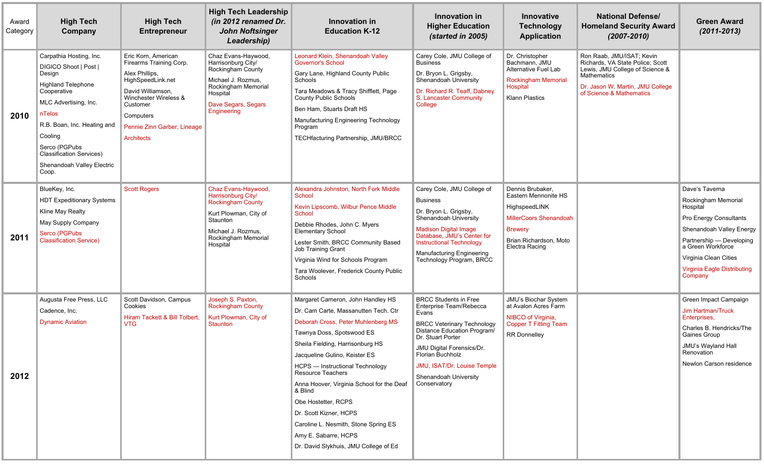| Award Category | High Tech Company | High Tech Entrepreneur | High Tech Leadership *(in 2012 renamed Dr. John Noftsinger Leadership)* | Innovation in Education K-12 | Innovation in Higher Education *(started in 2005)* | Innovative Technology Application | National Defense/ Homeland Security Award *(2007-2010)* | Green Award *(2011-2013)* |
|---|---|---|---|---|---|---|---|---|
| **2010** | Carpathia Hosting, Inc.<br>DIGICO Shoot \| Post \| Design<br>Highland Telephone Cooperative<br>MLC Advertising, Inc.<br>nTelos<br>R.B. Boan, Inc. Heating and Cooling<br>Serco (PGPubs Classification Services)<br>Shenandoah Valley Electric Coop. | Eric Korn, American Firearms Training Corp.<br>Alex Phillips, HighSpeedLink.net<br>David Williamson, Winchester Wireless & Customer Computers<br>Pennie Zinn Garber, Lineage Architects | Chaz Evans-Haywood, Harrisonburg City/ Rockingham County<br>Michael J. Rozmus, Rockingham Memorial Hospital<br>Dave Segars, Segars Engineering | Leonard Klein, Shenandoah Valley Governor's School<br>Gary Lane, Highland County Public Schools<br>Tara Meadows & Tracy Shifflett, Page County Public Schools<br>Ben Ham, Stuarts Draft HS<br>Manufacturing Engineering Technology Program<br>TECHfacturing Partnership, JMU/BRCC | Carey Cole, JMU College of Business<br>Dr. Bryon L. Grigsby, Shenandoah University<br>Dr. Richard R. Teaff, Dabney S. Lancaster Community College | Dr. Christopher Bachmann, JMU Alternative Fuel Lab<br>Rockingham Memorial Hospital<br>Klann Plastics | Ron Raab, JMU/ISAT; Kevin Richards, VA State Police; Scott Lewis, JMU College of Science & Mathematics<br>Dr. Jason W. Martin, JMU College of Science & Mathematics | |
| **2011** | BlueKey, Inc.<br>HDT Expeditionary Systems<br>Kline May Realty<br>May Supply Company<br>Serco (PGPubs Classification Service) | Scott Rogers | Chaz Evans-Haywood, Harrisonburg City/ Rockingham County<br>Kurt Plowman, City of Staunton<br>Michael J. Rozmus, Rockingham Memorial Hospital | Alexandra Johnston, North Fork Middle School<br>Kevin Lipscomb, Wilbur Pence Middle School<br>Debbie Rhodes, John C. Myers Elementary School<br>Lester Smith, BRCC Community Based Job Training Grant<br>Virginia Wind for Schools Program<br>Tara Woolever, Frederick County Public Schools | Carey Cole, JMU College of Business<br>Dr. Bryon L. Grigsby, Shenandoah University<br>Madison Digital Image Database, JMU's Center for Instructional Technology<br>Manufacturing Engineering Technology Program, BRCC | Dennis Brubaker, Eastern Mennonite HS<br>HighspeedLINK<br>MillerCoors Shenandoah Brewery<br>Brian Richardson, Moto Electra Racing | | Dave's Taverna<br>Rockingham Memorial Hospital<br>Pro Energy Consultants<br>Shenandoah Valley Energy Partnership — Developing a Green Workforce<br>Virginia Clean Cities<br>Virginia Eagle Distributing Company |
| **2012** | Augusta Free Press, LLC<br>Cadence, Inc.<br>Dynamic Aviation | Scott Davidson, Campus Cookies<br>Hiram Tackett & Bill Tolbert, VTG | Joseph S. Paxton, Rockingham County<br>Kurt Plowman, City of Staunton | Margaret Cameron, John Handley HS<br>Dr. Cam Carte, Massanutten Tech. Ctr<br>Deborah Cross, Peter Muhlenberg MS<br>Tawnya Doss, Spotswood ES<br>Sheila Fielding, Harrisonburg HS<br>Jacqueline Gulino, Keister ES<br>HCPS — Instructional Technology Resource Teachers<br>Anna Hoover, Virginia School for the Deaf & Blind<br>Obe Hostetter, RCPS<br>Dr. Scott Kizner, HCPS<br>Caroline L. Nesmith, Stone Spring ES<br>Amy E. Sabarre, HCPS<br>Dr. David Slykhuis, JMU College of Ed | BRCC Students in Free Enterprise Team/Rebecca Evans<br>BRCC Veterinary Technology Distance Education Program/ Dr. Stuart Porter<br>JMU Digital Forensics/Dr. Florian Buchholz<br>JMU, ISAT/Dr. Louise Temple<br>Shenandoah University Conservatory | JMU's Biochar System at Avalon Acres Farm<br>NIBCO of Virginia, Copper T Fitting Team<br>RR Donnelley | | Green Impact Campaign<br>Jim Hartman/Truck Enterprises,<br>Charles B. Hendricks/The Gaines Group<br>JMU's Wayland Hall Renovation<br>Newlon Carson residence |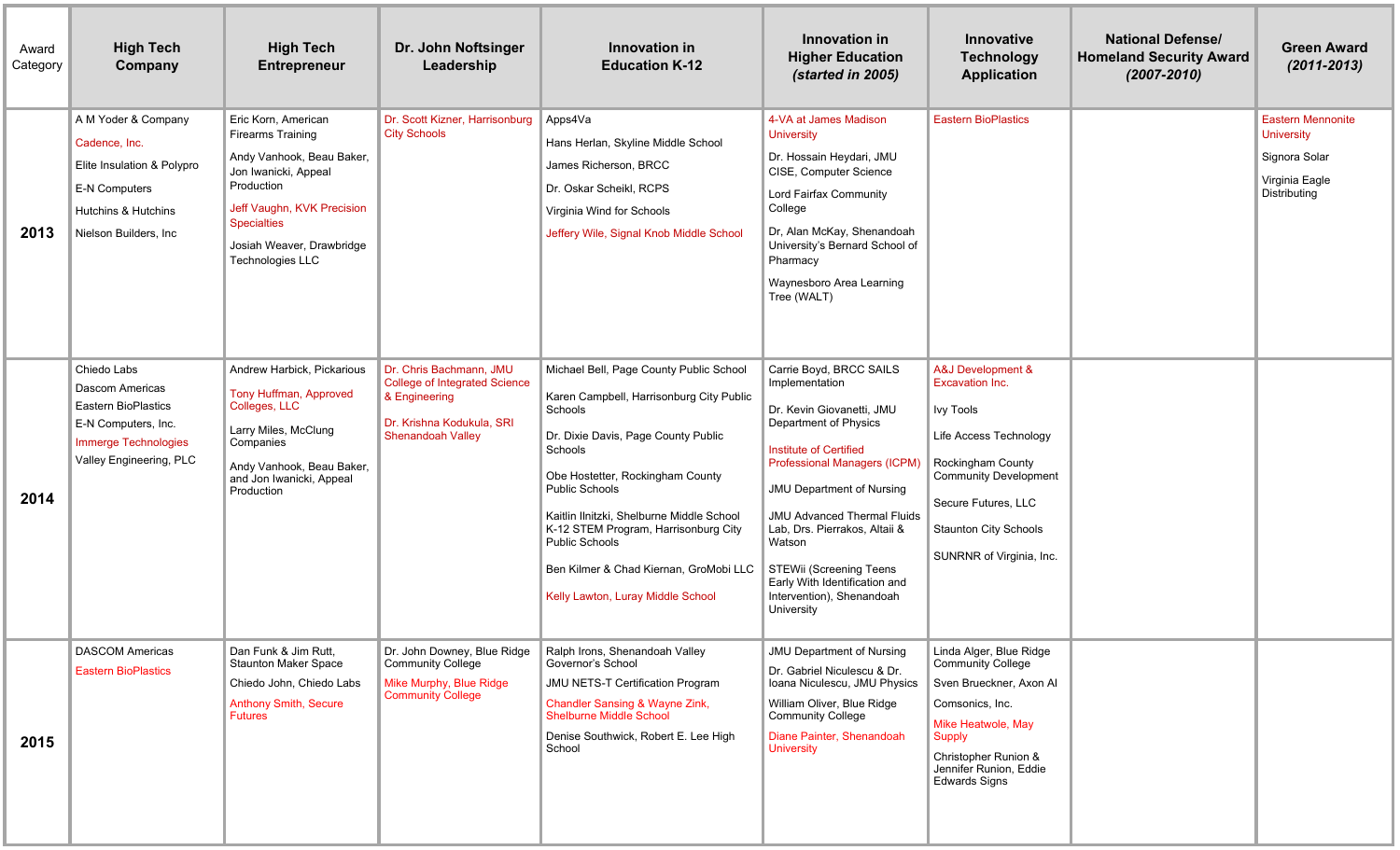| Award Category | High Tech Company | High Tech Entrepreneur | Dr. John Noftsinger Leadership | Innovation in Education K-12 | Innovation in Higher Education *(started in 2005)* | Innovative Technology Application | National Defense/ Homeland Security Award *(2007-2010)* | Green Award *(2011-2013)* |
|---|---|---|---|---|---|---|---|---|
| **2013** | A M Yoder & Company<br>Cadence, Inc.<br>Elite Insulation & Polypro<br>E-N Computers<br>Hutchins & Hutchins<br>Nielson Builders, Inc | Eric Korn, American Firearms Training<br>Andy Vanhook, Beau Baker, Jon Iwanicki, Appeal Production<br>Jeff Vaughn, KVK Precision Specialties<br>Josiah Weaver, Drawbridge Technologies LLC | Dr. Scott Kizner, Harrisonburg City Schools | Apps4Va<br>Hans Herlan, Skyline Middle School<br>James Richerson, BRCC<br>Dr. Oskar Scheikl, RCPS<br>Virginia Wind for Schools<br>Jeffery Wile, Signal Knob Middle School | 4-VA at James Madison University<br>Dr. Hossain Heydari, JMU CISE, Computer Science<br>Lord Fairfax Community College<br>Dr, Alan McKay, Shenandoah University's Bernard School of Pharmacy<br>Waynesboro Area Learning Tree (WALT) | Eastern BioPlastics | | Eastern Mennonite University<br>Signora Solar<br>Virginia Eagle Distributing |
| **2014** | Chiedo Labs<br>Dascom Americas<br>Eastern BioPlastics<br>E-N Computers, Inc.<br>Immerge Technologies<br>Valley Engineering, PLC | Andrew Harbick, Pickarious<br>Tony Huffman, Approved Colleges, LLC<br>Larry Miles, McClung Companies<br>Andy Vanhook, Beau Baker, and Jon Iwanicki, Appeal Production | Dr. Chris Bachmann, JMU College of Integrated Science & Engineering<br>Dr. Krishna Kodukula, SRI Shenandoah Valley | Michael Bell, Page County Public School<br>Karen Campbell, Harrisonburg City Public Schools<br>Dr. Dixie Davis, Page County Public Schools<br>Obe Hostetter, Rockingham County Public Schools<br>Kaitlin Ilnitzki, Shelburne Middle School K-12 STEM Program, Harrisonburg City Public Schools<br>Ben Kilmer & Chad Kiernan, GroMobi LLC<br>Kelly Lawton, Luray Middle School | Carrie Boyd, BRCC SAILS Implementation<br>Dr. Kevin Giovanetti, JMU Department of Physics<br>Institute of Certified Professional Managers (ICPM)<br>JMU Department of Nursing<br>JMU Advanced Thermal Fluids Lab, Drs. Pierrakos, Altaii & Watson<br>STEWii (Screening Teens Early With Identification and Intervention), Shenandoah University | A&J Development & Excavation Inc.<br>Ivy Tools<br>Life Access Technology<br>Rockingham County Community Development<br>Secure Futures, LLC<br>Staunton City Schools<br>SUNRNR of Virginia, Inc. | | |
| **2015** | DASCOM Americas<br>Eastern BioPlastics | Dan Funk & Jim Rutt, Staunton Maker Space<br>Chiedo John, Chiedo Labs<br>Anthony Smith, Secure Futures | Dr. John Downey, Blue Ridge Community College<br>Mike Murphy, Blue Ridge Community College | Ralph Irons, Shenandoah Valley Governor's School<br>JMU NETS-T Certification Program<br>Chandler Sansing & Wayne Zink, Shelburne Middle School<br>Denise Southwick, Robert E. Lee High School | JMU Department of Nursing<br>Dr. Gabriel Niculescu & Dr. Ioana Niculescu, JMU Physics<br>William Oliver, Blue Ridge Community College<br>Diane Painter, Shenandoah University | Linda Alger, Blue Ridge Community College<br>Sven Brueckner, Axon AI<br>Comsonics, Inc.<br>Mike Heatwole, May Supply<br>Christopher Runion & Jennifer Runion, Eddie Edwards Signs | | |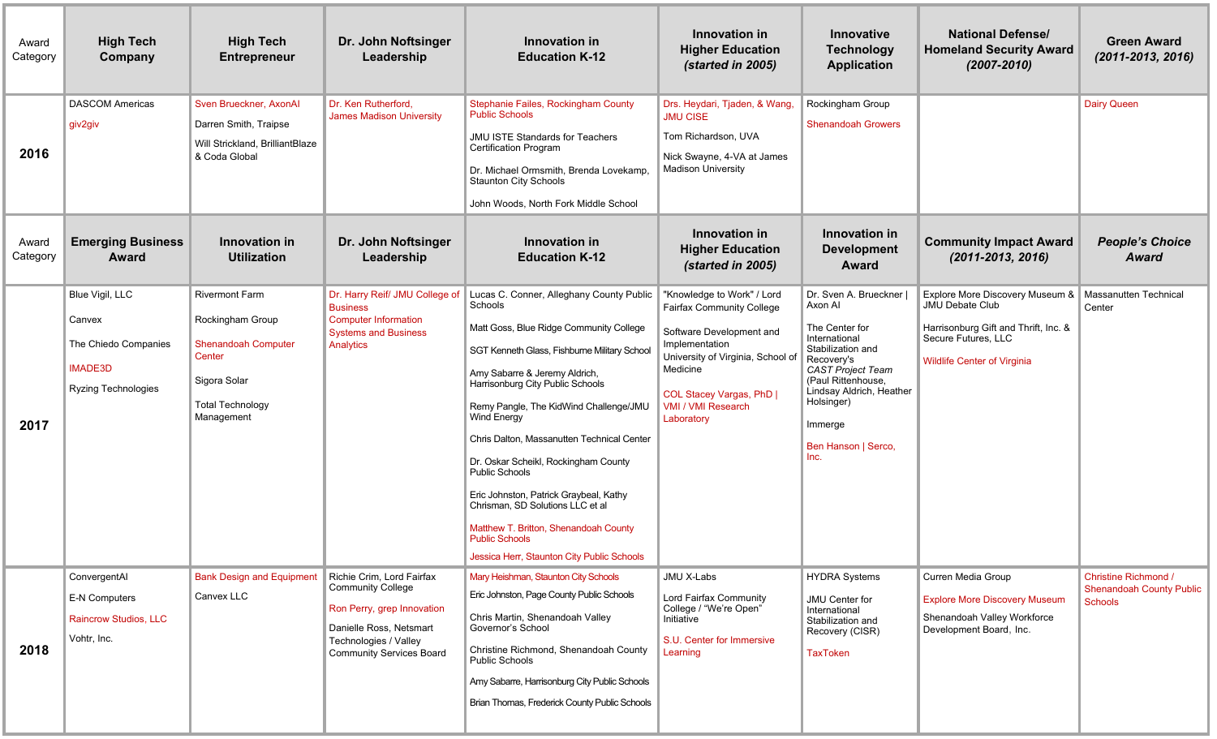| Award Category | **High Tech Company** | **High Tech Entrepreneur** | **Dr. John Noftsinger Leadership** | **Innovation in Education K-12** | **Innovation in Higher Education *(started in 2005)*** | **Innovative Technology Application** | **National Defense/ Homeland Security Award *(2007-2010)*** | **Green Award *(2011-2013, 2016)*** |
|---|---|---|---|---|---|---|---|---|
| **2016** | DASCOM Americas<br><br>giv2giv | Sven Brueckner, AxonAI<br><br>Darren Smith, Traipse<br><br>Will Strickland, BrilliantBlaze & Coda Global | Dr. Ken Rutherford, James Madison University | Stephanie Failes, Rockingham County Public Schools<br><br>JMU ISTE Standards for Teachers Certification Program<br><br>Dr. Michael Ormsmith, Brenda Lovekamp, Staunton City Schools<br><br>John Woods, North Fork Middle School | Drs. Heydari, Tjaden, & Wang, JMU CISE<br><br>Tom Richardson, UVA<br><br>Nick Swayne, 4-VA at James Madison University | Rockingham Group<br><br>Shenandoah Growers | | Dairy Queen |
| Award Category | **Emerging Business Award** | **Innovation in Utilization** | **Dr. John Noftsinger Leadership** | **Innovation in Education K-12** | **Innovation in Higher Education *(started in 2005)*** | **Innovation in Development Award** | **Community Impact Award *(2011-2013, 2016)*** | ***People's Choice Award*** |
| **2017** | Blue Vigil, LLC<br><br>Canvex<br><br>The Chiedo Companies<br><br>IMADE3D<br><br>Ryzing Technologies | Rivermont Farm<br><br>Rockingham Group<br><br>Shenandoah Computer Center<br><br>Sigora Solar<br><br>Total Technology Management | Dr. Harry Reif/ JMU College of Business Computer Information Systems and Business Analytics | Lucas C. Conner, Alleghany County Public Schools<br><br>Matt Goss, Blue Ridge Community College<br><br>SGT Kenneth Glass, Fishburne Military School<br><br>Amy Sabarre & Jeremy Aldrich, Harrisonburg City Public Schools<br><br>Remy Pangle, The KidWind Challenge/JMU Wind Energy<br><br>Chris Dalton, Massanutten Technical Center<br><br>Dr. Oskar Scheikl, Rockingham County Public Schools<br><br>Eric Johnston, Patrick Graybeal, Kathy Chrisman, SD Solutions LLC et al<br><br>Matthew T. Britton, Shenandoah County Public Schools<br><br>Jessica Herr, Staunton City Public Schools | "Knowledge to Work" / Lord Fairfax Community College<br><br>Software Development and Implementation<br>University of Virginia, School of Medicine<br><br>COL Stacey Vargas, PhD \| VMI / VMI Research Laboratory | Dr. Sven A. Brueckner \| Axon AI<br><br>The Center for International Stabilization and Recovery's *CAST Project Team* (Paul Rittenhouse, Lindsay Aldrich, Heather Holsinger)<br><br>Immerge<br><br>Ben Hanson \| Serco, Inc. | Explore More Discovery Museum & JMU Debate Club<br><br>Harrisonburg Gift and Thrift, Inc. & Secure Futures, LLC<br><br>Wildlife Center of Virginia | Massanutten Technical Center |
| **2018** | ConvergentAI<br><br>E-N Computers<br><br>Raincrow Studios, LLC<br><br>Vohtr, Inc. | Bank Design and Equipment<br><br>Canvex LLC | Richie Crim, Lord Fairfax Community College<br><br>Ron Perry, grep Innovation<br><br>Danielle Ross, Netsmart Technologies / Valley Community Services Board | Mary Heishman, Staunton City Schools<br><br>Eric Johnston, Page County Public Schools<br><br>Chris Martin, Shenandoah Valley Governor's School<br><br>Christine Richmond, Shenandoah County Public Schools<br><br>Amy Sabarre, Harrisonburg City Public Schools<br><br>Brian Thomas, Frederick County Public Schools | JMU X-Labs<br><br>Lord Fairfax Community College / "We're Open" Initiative<br><br>S.U. Center for Immersive Learning | HYDRA Systems<br><br>JMU Center for International Stabilization and Recovery (CISR)<br><br>TaxToken | Curren Media Group<br><br>Explore More Discovery Museum<br><br>Shenandoah Valley Workforce Development Board, Inc. | Christine Richmond / Shenandoah County Public Schools |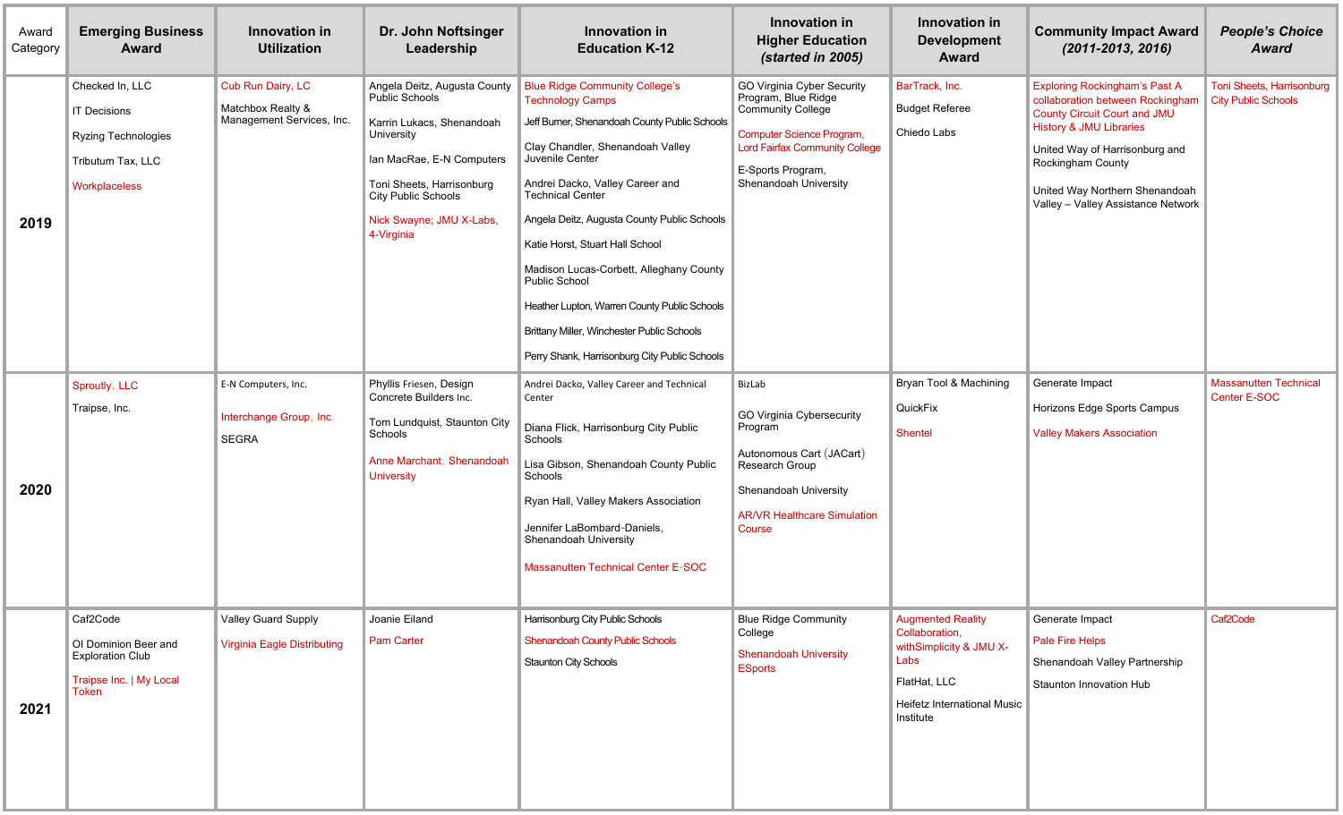| Award Category | Emerging Business Award | Innovation in Utilization | Dr. John Noftsinger Leadership | Innovation in Education K-12 | Innovation in Higher Education *(started in 2005)* | Innovation in Development Award | Community Impact Award *(2011-2013, 2016)* | *People's Choice Award* |
|---|---|---|---|---|---|---|---|---|
| **2019** | Checked In, LLC<br><br>IT Decisions<br><br>Ryzing Technologies<br><br>Tributum Tax, LLC<br><br>Workplaceless | Cub Run Dairy, LC<br><br>Matchbox Realty & Management Services, Inc. | Angela Deitz, Augusta County Public Schools<br><br>Karrin Lukacs, Shenandoah University<br><br>Ian MacRae, E-N Computers<br><br>Toni Sheets, Harrisonburg City Public Schools<br><br>Nick Swayne; JMU X-Labs, 4-Virginia | Blue Ridge Community College's Technology Camps<br><br>Jeff Burner, Shenandoah County Public Schools<br><br>Clay Chandler, Shenandoah Valley Juvenile Center<br><br>Andrei Dacko, Valley Career and Technical Center<br><br>Angela Deitz, Augusta County Public Schools<br><br>Katie Horst, Stuart Hall School<br><br>Madison Lucas-Corbett, Alleghany County Public School<br><br>Heather Lupton, Warren County Public Schools<br><br>Brittany Miller, Winchester Public Schools<br><br>Perry Shank, Harrisonburg City Public Schools | GO Virginia Cyber Security Program, Blue Ridge Community College<br><br>Computer Science Program, Lord Fairfax Community College<br><br>E-Sports Program, Shenandoah University | BarTrack, Inc.<br><br>Budget Referee<br><br>Chiedo Labs | Exploring Rockingham's Past A collaboration between Rockingham County Circuit Court and JMU History & JMU Libraries<br><br>United Way of Harrisonburg and Rockingham County<br><br>United Way Northern Shenandoah Valley – Valley Assistance Network | Toni Sheets, Harrisonburg City Public Schools |
| **2020** | Sproutly, LLC<br><br>Traipse, Inc. | E-N Computers, Inc.<br><br>Interchange Group, Inc.<br><br>SEGRA | Phyllis Friesen, Design Concrete Builders Inc.<br><br>Tom Lundquist, Staunton City Schools<br><br>Anne Marchant, Shenandoah University | Andrei Dacko, Valley Career and Technical Center<br><br>Diana Flick, Harrisonburg City Public Schools<br><br>Lisa Gibson, Shenandoah County Public Schools<br><br>Ryan Hall, Valley Makers Association<br><br>Jennifer LaBombard-Daniels, Shenandoah University<br><br>Massanutten Technical Center E-SOC | BizLab<br><br>GO Virginia Cybersecurity Program<br><br>Autonomous Cart (JACart) Research Group<br><br>Shenandoah University<br><br>AR/VR Healthcare Simulation Course | Bryan Tool & Machining<br><br>QuickFix<br><br>Shentel | Generate Impact<br><br>Horizons Edge Sports Campus<br><br>Valley Makers Association | Massanutten Technical Center E-SOC |
| **2021** | Caf2Code<br><br>Ol Dominion Beer and Exploration Club<br><br>Traipse Inc. \| My Local Token | Valley Guard Supply<br><br>Virginia Eagle Distributing | Joanie Eiland<br><br>Pam Carter | Harrisonburg City Public Schools<br><br>Shenandoah County Public Schools<br><br>Staunton City Schools | Blue Ridge Community College<br><br>Shenandoah University ESports | Augmented Reality Collaboration, withSimplicity & JMU X-Labs<br><br>FlatHat, LLC<br><br>Heifetz International Music Institute | Generate Impact<br><br>Pale Fire Helps<br><br>Shenandoah Valley Partnership<br><br>Staunton Innovation Hub | Caf2Code |